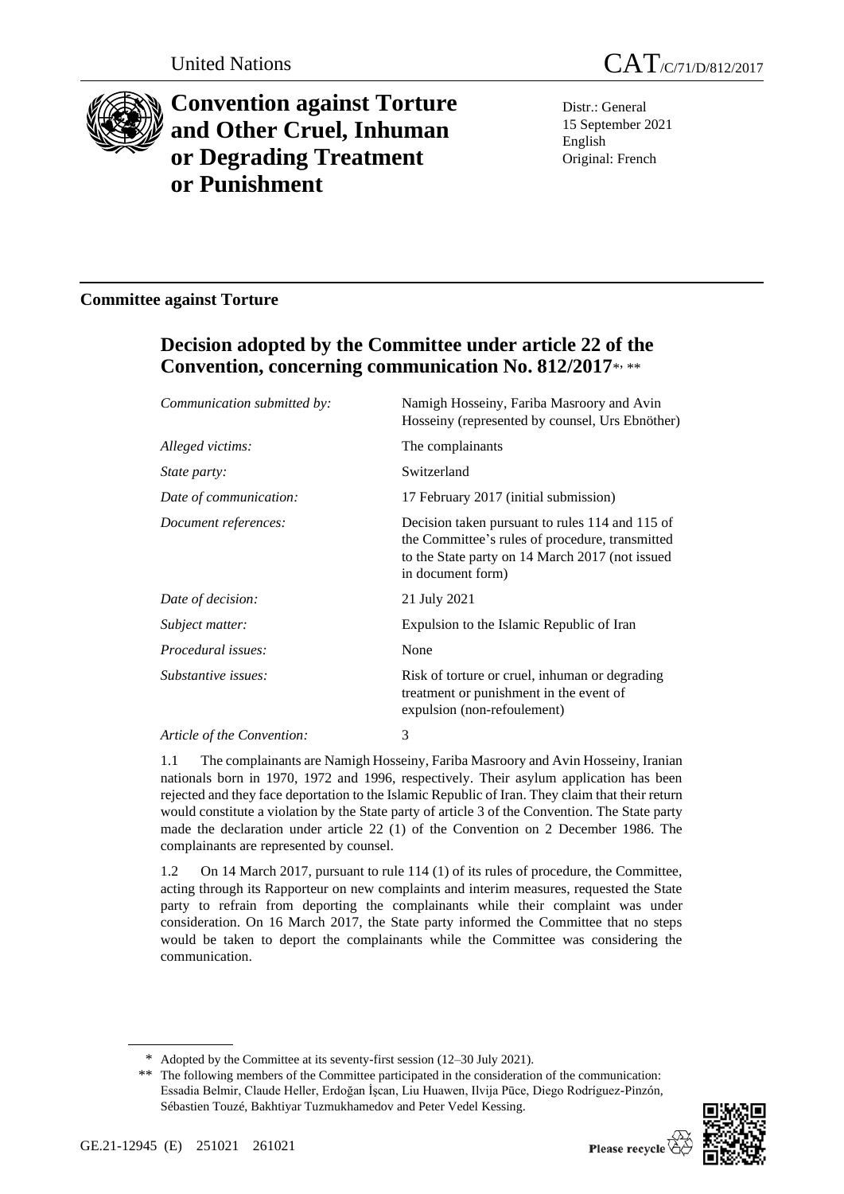United Nations

CAT/C/71/D/812/2017

# Convention against Torture and Other Cruel, Inhuman or Degrading Treatment or Punishment

Distr.: General
15 September 2021
English
Original: French

## Committee against Torture

## Decision adopted by the Committee under article 22 of the Convention, concerning communication No. 812/2017*, **

| | |
|---|---|
| *Communication submitted by:* | Namigh Hosseiny, Fariba Masroory and Avin Hosseiny (represented by counsel, Urs Ebnöther) |
| *Alleged victims:* | The complainants |
| *State party:* | Switzerland |
| *Date of communication:* | 17 February 2017 (initial submission) |
| *Document references:* | Decision taken pursuant to rules 114 and 115 of the Committee's rules of procedure, transmitted to the State party on 14 March 2017 (not issued in document form) |
| *Date of decision:* | 21 July 2021 |
| *Subject matter:* | Expulsion to the Islamic Republic of Iran |
| *Procedural issues:* | None |
| *Substantive issues:* | Risk of torture or cruel, inhuman or degrading treatment or punishment in the event of expulsion (non-refoulement) |
| *Article of the Convention:* | 3 |

1.1 The complainants are Namigh Hosseiny, Fariba Masroory and Avin Hosseiny, Iranian nationals born in 1970, 1972 and 1996, respectively. Their asylum application has been rejected and they face deportation to the Islamic Republic of Iran. They claim that their return would constitute a violation by the State party of article 3 of the Convention. The State party made the declaration under article 22 (1) of the Convention on 2 December 1986. The complainants are represented by counsel.

1.2 On 14 March 2017, pursuant to rule 114 (1) of its rules of procedure, the Committee, acting through its Rapporteur on new complaints and interim measures, requested the State party to refrain from deporting the complainants while their complaint was under consideration. On 16 March 2017, the State party informed the Committee that no steps would be taken to deport the complainants while the Committee was considering the communication.

\* Adopted by the Committee at its seventy-first session (12–30 July 2021).

\*\* The following members of the Committee participated in the consideration of the communication: Essadia Belmir, Claude Heller, Erdoğan İşcan, Liu Huawen, Ilvija Pūce, Diego Rodríguez-Pinzón, Sébastien Touzé, Bakhtiyar Tuzmukhamedov and Peter Vedel Kessing.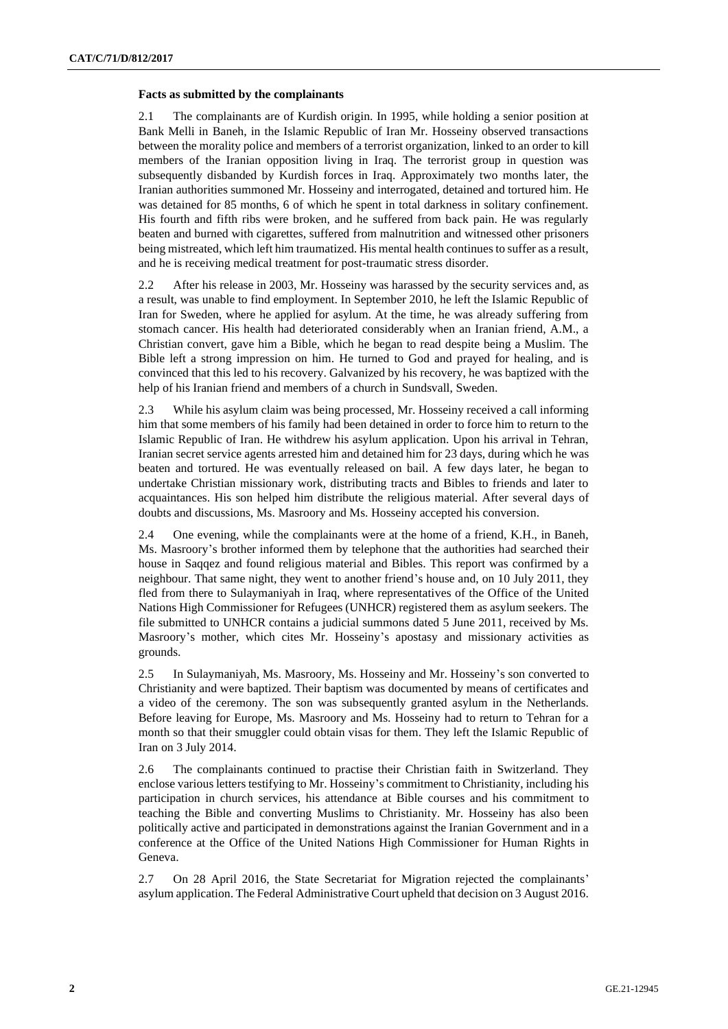**Facts as submitted by the complainants**

2.1 The complainants are of Kurdish origin. In 1995, while holding a senior position at Bank Melli in Baneh, in the Islamic Republic of Iran Mr. Hosseiny observed transactions between the morality police and members of a terrorist organization, linked to an order to kill members of the Iranian opposition living in Iraq. The terrorist group in question was subsequently disbanded by Kurdish forces in Iraq. Approximately two months later, the Iranian authorities summoned Mr. Hosseiny and interrogated, detained and tortured him. He was detained for 85 months, 6 of which he spent in total darkness in solitary confinement. His fourth and fifth ribs were broken, and he suffered from back pain. He was regularly beaten and burned with cigarettes, suffered from malnutrition and witnessed other prisoners being mistreated, which left him traumatized. His mental health continues to suffer as a result, and he is receiving medical treatment for post-traumatic stress disorder.

2.2 After his release in 2003, Mr. Hosseiny was harassed by the security services and, as a result, was unable to find employment. In September 2010, he left the Islamic Republic of Iran for Sweden, where he applied for asylum. At the time, he was already suffering from stomach cancer. His health had deteriorated considerably when an Iranian friend, A.M., a Christian convert, gave him a Bible, which he began to read despite being a Muslim. The Bible left a strong impression on him. He turned to God and prayed for healing, and is convinced that this led to his recovery. Galvanized by his recovery, he was baptized with the help of his Iranian friend and members of a church in Sundsvall, Sweden.

2.3 While his asylum claim was being processed, Mr. Hosseiny received a call informing him that some members of his family had been detained in order to force him to return to the Islamic Republic of Iran. He withdrew his asylum application. Upon his arrival in Tehran, Iranian secret service agents arrested him and detained him for 23 days, during which he was beaten and tortured. He was eventually released on bail. A few days later, he began to undertake Christian missionary work, distributing tracts and Bibles to friends and later to acquaintances. His son helped him distribute the religious material. After several days of doubts and discussions, Ms. Masroory and Ms. Hosseiny accepted his conversion.

2.4 One evening, while the complainants were at the home of a friend, K.H., in Baneh, Ms. Masroory's brother informed them by telephone that the authorities had searched their house in Saqqez and found religious material and Bibles. This report was confirmed by a neighbour. That same night, they went to another friend's house and, on 10 July 2011, they fled from there to Sulaymaniyah in Iraq, where representatives of the Office of the United Nations High Commissioner for Refugees (UNHCR) registered them as asylum seekers. The file submitted to UNHCR contains a judicial summons dated 5 June 2011, received by Ms. Masroory's mother, which cites Mr. Hosseiny's apostasy and missionary activities as grounds.

2.5 In Sulaymaniyah, Ms. Masroory, Ms. Hosseiny and Mr. Hosseiny's son converted to Christianity and were baptized. Their baptism was documented by means of certificates and a video of the ceremony. The son was subsequently granted asylum in the Netherlands. Before leaving for Europe, Ms. Masroory and Ms. Hosseiny had to return to Tehran for a month so that their smuggler could obtain visas for them. They left the Islamic Republic of Iran on 3 July 2014.

2.6 The complainants continued to practise their Christian faith in Switzerland. They enclose various letters testifying to Mr. Hosseiny's commitment to Christianity, including his participation in church services, his attendance at Bible courses and his commitment to teaching the Bible and converting Muslims to Christianity. Mr. Hosseiny has also been politically active and participated in demonstrations against the Iranian Government and in a conference at the Office of the United Nations High Commissioner for Human Rights in Geneva.

2.7 On 28 April 2016, the State Secretariat for Migration rejected the complainants' asylum application. The Federal Administrative Court upheld that decision on 3 August 2016.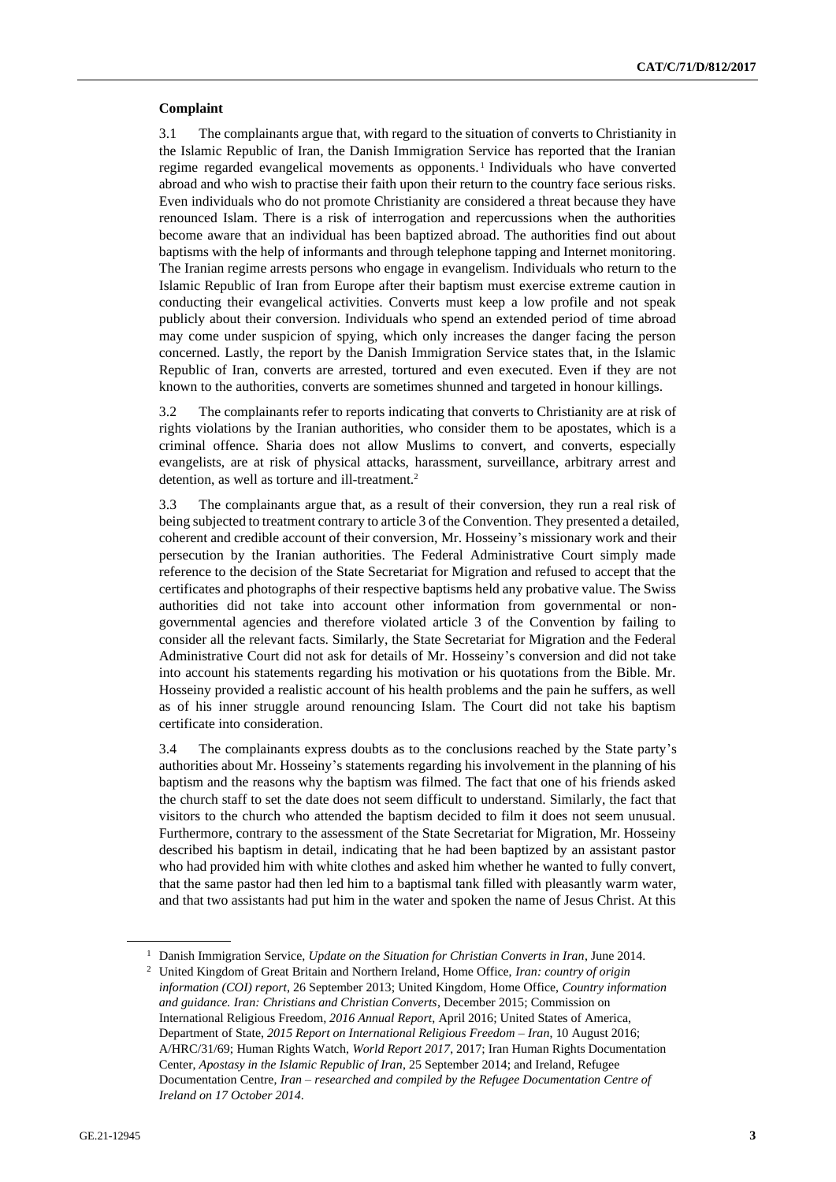## Complaint

3.1 The complainants argue that, with regard to the situation of converts to Christianity in the Islamic Republic of Iran, the Danish Immigration Service has reported that the Iranian regime regarded evangelical movements as opponents.[1] Individuals who have converted abroad and who wish to practise their faith upon their return to the country face serious risks. Even individuals who do not promote Christianity are considered a threat because they have renounced Islam. There is a risk of interrogation and repercussions when the authorities become aware that an individual has been baptized abroad. The authorities find out about baptisms with the help of informants and through telephone tapping and Internet monitoring. The Iranian regime arrests persons who engage in evangelism. Individuals who return to the Islamic Republic of Iran from Europe after their baptism must exercise extreme caution in conducting their evangelical activities. Converts must keep a low profile and not speak publicly about their conversion. Individuals who spend an extended period of time abroad may come under suspicion of spying, which only increases the danger facing the person concerned. Lastly, the report by the Danish Immigration Service states that, in the Islamic Republic of Iran, converts are arrested, tortured and even executed. Even if they are not known to the authorities, converts are sometimes shunned and targeted in honour killings.

3.2 The complainants refer to reports indicating that converts to Christianity are at risk of rights violations by the Iranian authorities, who consider them to be apostates, which is a criminal offence. Sharia does not allow Muslims to convert, and converts, especially evangelists, are at risk of physical attacks, harassment, surveillance, arbitrary arrest and detention, as well as torture and ill-treatment.[2]

3.3 The complainants argue that, as a result of their conversion, they run a real risk of being subjected to treatment contrary to article 3 of the Convention. They presented a detailed, coherent and credible account of their conversion, Mr. Hosseiny's missionary work and their persecution by the Iranian authorities. The Federal Administrative Court simply made reference to the decision of the State Secretariat for Migration and refused to accept that the certificates and photographs of their respective baptisms held any probative value. The Swiss authorities did not take into account other information from governmental or non-governmental agencies and therefore violated article 3 of the Convention by failing to consider all the relevant facts. Similarly, the State Secretariat for Migration and the Federal Administrative Court did not ask for details of Mr. Hosseiny's conversion and did not take into account his statements regarding his motivation or his quotations from the Bible. Mr. Hosseiny provided a realistic account of his health problems and the pain he suffers, as well as of his inner struggle around renouncing Islam. The Court did not take his baptism certificate into consideration.

3.4 The complainants express doubts as to the conclusions reached by the State party's authorities about Mr. Hosseiny's statements regarding his involvement in the planning of his baptism and the reasons why the baptism was filmed. The fact that one of his friends asked the church staff to set the date does not seem difficult to understand. Similarly, the fact that visitors to the church who attended the baptism decided to film it does not seem unusual. Furthermore, contrary to the assessment of the State Secretariat for Migration, Mr. Hosseiny described his baptism in detail, indicating that he had been baptized by an assistant pastor who had provided him with white clothes and asked him whether he wanted to fully convert, that the same pastor had then led him to a baptismal tank filled with pleasantly warm water, and that two assistants had put him in the water and spoken the name of Jesus Christ. At this

---

[1] Danish Immigration Service, *Update on the Situation for Christian Converts in Iran*, June 2014.

[2] United Kingdom of Great Britain and Northern Ireland, Home Office, *Iran: country of origin information (COI) report*, 26 September 2013; United Kingdom, Home Office, *Country information and guidance. Iran: Christians and Christian Converts*, December 2015; Commission on International Religious Freedom, *2016 Annual Report*, April 2016; United States of America, Department of State, *2015 Report on International Religious Freedom – Iran*, 10 August 2016; A/HRC/31/69; Human Rights Watch, *World Report 2017*, 2017; Iran Human Rights Documentation Center, *Apostasy in the Islamic Republic of Iran*, 25 September 2014; and Ireland, Refugee Documentation Centre, *Iran – researched and compiled by the Refugee Documentation Centre of Ireland on 17 October 2014*.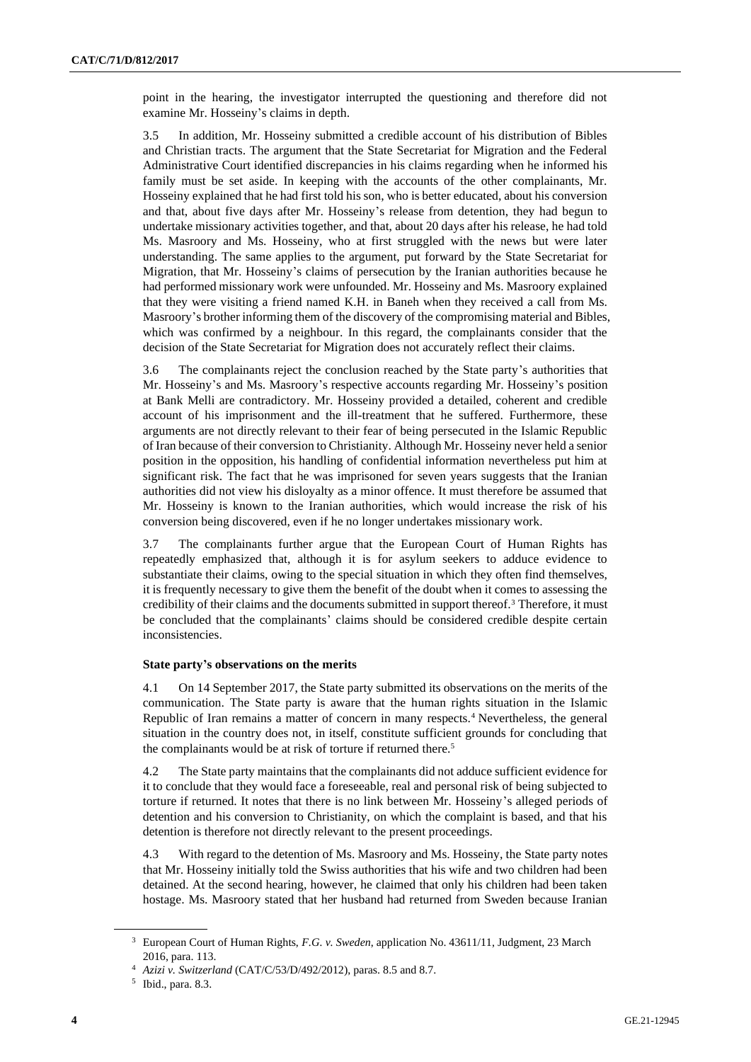point in the hearing, the investigator interrupted the questioning and therefore did not examine Mr. Hosseiny's claims in depth.

3.5 In addition, Mr. Hosseiny submitted a credible account of his distribution of Bibles and Christian tracts. The argument that the State Secretariat for Migration and the Federal Administrative Court identified discrepancies in his claims regarding when he informed his family must be set aside. In keeping with the accounts of the other complainants, Mr. Hosseiny explained that he had first told his son, who is better educated, about his conversion and that, about five days after Mr. Hosseiny's release from detention, they had begun to undertake missionary activities together, and that, about 20 days after his release, he had told Ms. Masroory and Ms. Hosseiny, who at first struggled with the news but were later understanding. The same applies to the argument, put forward by the State Secretariat for Migration, that Mr. Hosseiny's claims of persecution by the Iranian authorities because he had performed missionary work were unfounded. Mr. Hosseiny and Ms. Masroory explained that they were visiting a friend named K.H. in Baneh when they received a call from Ms. Masroory's brother informing them of the discovery of the compromising material and Bibles, which was confirmed by a neighbour. In this regard, the complainants consider that the decision of the State Secretariat for Migration does not accurately reflect their claims.

3.6 The complainants reject the conclusion reached by the State party's authorities that Mr. Hosseiny's and Ms. Masroory's respective accounts regarding Mr. Hosseiny's position at Bank Melli are contradictory. Mr. Hosseiny provided a detailed, coherent and credible account of his imprisonment and the ill-treatment that he suffered. Furthermore, these arguments are not directly relevant to their fear of being persecuted in the Islamic Republic of Iran because of their conversion to Christianity. Although Mr. Hosseiny never held a senior position in the opposition, his handling of confidential information nevertheless put him at significant risk. The fact that he was imprisoned for seven years suggests that the Iranian authorities did not view his disloyalty as a minor offence. It must therefore be assumed that Mr. Hosseiny is known to the Iranian authorities, which would increase the risk of his conversion being discovered, even if he no longer undertakes missionary work.

3.7 The complainants further argue that the European Court of Human Rights has repeatedly emphasized that, although it is for asylum seekers to adduce evidence to substantiate their claims, owing to the special situation in which they often find themselves, it is frequently necessary to give them the benefit of the doubt when it comes to assessing the credibility of their claims and the documents submitted in support thereof.[3] Therefore, it must be concluded that the complainants' claims should be considered credible despite certain inconsistencies.

### State party's observations on the merits

4.1 On 14 September 2017, the State party submitted its observations on the merits of the communication. The State party is aware that the human rights situation in the Islamic Republic of Iran remains a matter of concern in many respects.[4] Nevertheless, the general situation in the country does not, in itself, constitute sufficient grounds for concluding that the complainants would be at risk of torture if returned there.[5]

4.2 The State party maintains that the complainants did not adduce sufficient evidence for it to conclude that they would face a foreseeable, real and personal risk of being subjected to torture if returned. It notes that there is no link between Mr. Hosseiny's alleged periods of detention and his conversion to Christianity, on which the complaint is based, and that his detention is therefore not directly relevant to the present proceedings.

4.3 With regard to the detention of Ms. Masroory and Ms. Hosseiny, the State party notes that Mr. Hosseiny initially told the Swiss authorities that his wife and two children had been detained. At the second hearing, however, he claimed that only his children had been taken hostage. Ms. Masroory stated that her husband had returned from Sweden because Iranian

---

[3] European Court of Human Rights, *F.G. v. Sweden*, application No. 43611/11, Judgment, 23 March 2016, para. 113.

[4] *Azizi v. Switzerland* (CAT/C/53/D/492/2012), paras. 8.5 and 8.7.

[5] Ibid., para. 8.3.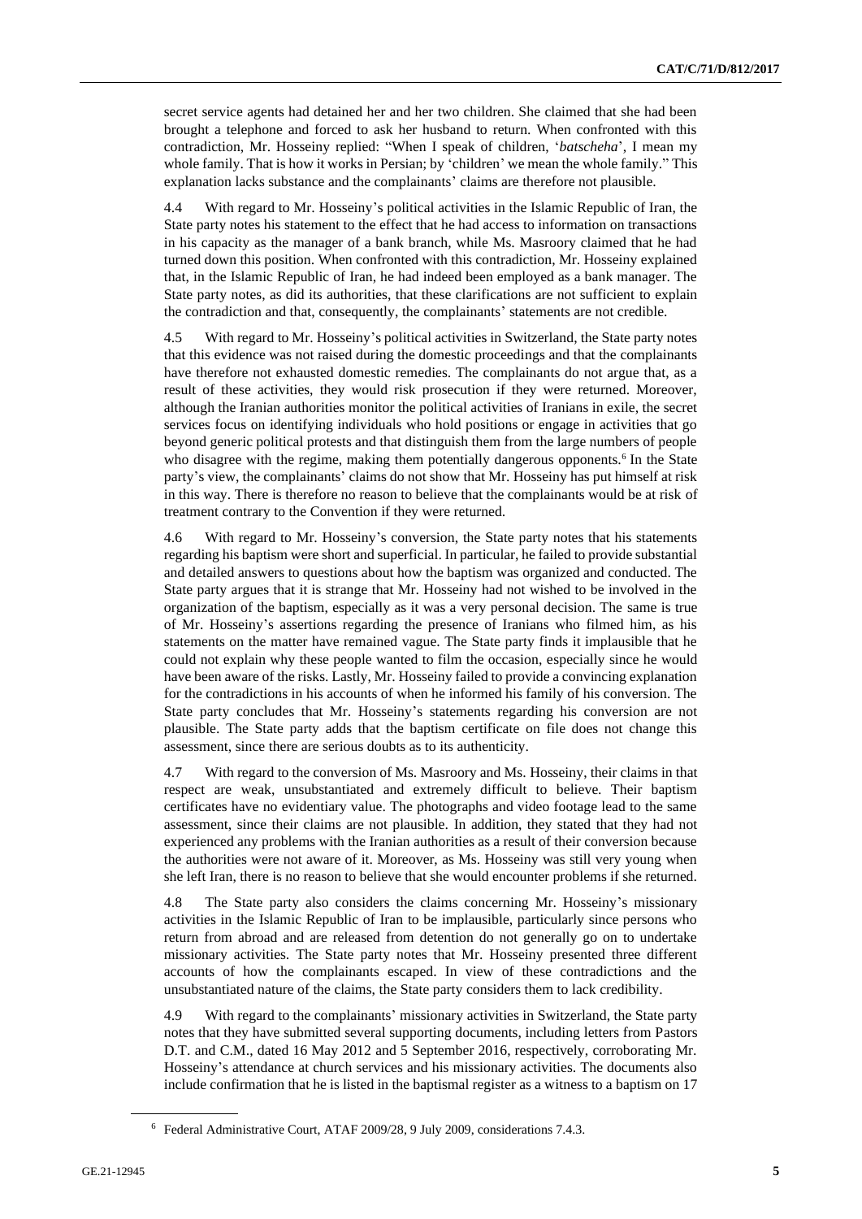secret service agents had detained her and her two children. She claimed that she had been brought a telephone and forced to ask her husband to return. When confronted with this contradiction, Mr. Hosseiny replied: "When I speak of children, '*batscheha*', I mean my whole family. That is how it works in Persian; by 'children' we mean the whole family." This explanation lacks substance and the complainants' claims are therefore not plausible.

4.4 With regard to Mr. Hosseiny's political activities in the Islamic Republic of Iran, the State party notes his statement to the effect that he had access to information on transactions in his capacity as the manager of a bank branch, while Ms. Masroory claimed that he had turned down this position. When confronted with this contradiction, Mr. Hosseiny explained that, in the Islamic Republic of Iran, he had indeed been employed as a bank manager. The State party notes, as did its authorities, that these clarifications are not sufficient to explain the contradiction and that, consequently, the complainants' statements are not credible.

4.5 With regard to Mr. Hosseiny's political activities in Switzerland, the State party notes that this evidence was not raised during the domestic proceedings and that the complainants have therefore not exhausted domestic remedies. The complainants do not argue that, as a result of these activities, they would risk prosecution if they were returned. Moreover, although the Iranian authorities monitor the political activities of Iranians in exile, the secret services focus on identifying individuals who hold positions or engage in activities that go beyond generic political protests and that distinguish them from the large numbers of people who disagree with the regime, making them potentially dangerous opponents.[6] In the State party's view, the complainants' claims do not show that Mr. Hosseiny has put himself at risk in this way. There is therefore no reason to believe that the complainants would be at risk of treatment contrary to the Convention if they were returned.

4.6 With regard to Mr. Hosseiny's conversion, the State party notes that his statements regarding his baptism were short and superficial. In particular, he failed to provide substantial and detailed answers to questions about how the baptism was organized and conducted. The State party argues that it is strange that Mr. Hosseiny had not wished to be involved in the organization of the baptism, especially as it was a very personal decision. The same is true of Mr. Hosseiny's assertions regarding the presence of Iranians who filmed him, as his statements on the matter have remained vague. The State party finds it implausible that he could not explain why these people wanted to film the occasion, especially since he would have been aware of the risks. Lastly, Mr. Hosseiny failed to provide a convincing explanation for the contradictions in his accounts of when he informed his family of his conversion. The State party concludes that Mr. Hosseiny's statements regarding his conversion are not plausible. The State party adds that the baptism certificate on file does not change this assessment, since there are serious doubts as to its authenticity.

4.7 With regard to the conversion of Ms. Masroory and Ms. Hosseiny, their claims in that respect are weak, unsubstantiated and extremely difficult to believe. Their baptism certificates have no evidentiary value. The photographs and video footage lead to the same assessment, since their claims are not plausible. In addition, they stated that they had not experienced any problems with the Iranian authorities as a result of their conversion because the authorities were not aware of it. Moreover, as Ms. Hosseiny was still very young when she left Iran, there is no reason to believe that she would encounter problems if she returned.

4.8 The State party also considers the claims concerning Mr. Hosseiny's missionary activities in the Islamic Republic of Iran to be implausible, particularly since persons who return from abroad and are released from detention do not generally go on to undertake missionary activities. The State party notes that Mr. Hosseiny presented three different accounts of how the complainants escaped. In view of these contradictions and the unsubstantiated nature of the claims, the State party considers them to lack credibility.

4.9 With regard to the complainants' missionary activities in Switzerland, the State party notes that they have submitted several supporting documents, including letters from Pastors D.T. and C.M., dated 16 May 2012 and 5 September 2016, respectively, corroborating Mr. Hosseiny's attendance at church services and his missionary activities. The documents also include confirmation that he is listed in the baptismal register as a witness to a baptism on 17

[6] Federal Administrative Court, ATAF 2009/28, 9 July 2009, considerations 7.4.3.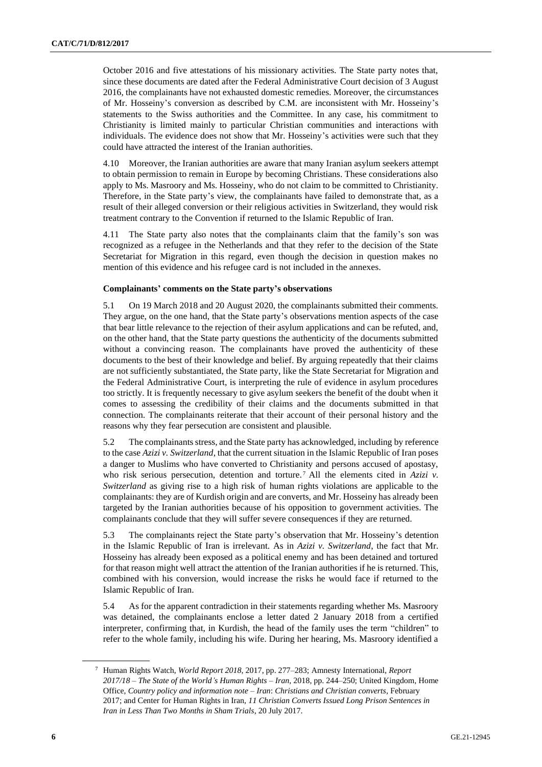October 2016 and five attestations of his missionary activities. The State party notes that, since these documents are dated after the Federal Administrative Court decision of 3 August 2016, the complainants have not exhausted domestic remedies. Moreover, the circumstances of Mr. Hosseiny's conversion as described by C.M. are inconsistent with Mr. Hosseiny's statements to the Swiss authorities and the Committee. In any case, his commitment to Christianity is limited mainly to particular Christian communities and interactions with individuals. The evidence does not show that Mr. Hosseiny's activities were such that they could have attracted the interest of the Iranian authorities.

4.10 Moreover, the Iranian authorities are aware that many Iranian asylum seekers attempt to obtain permission to remain in Europe by becoming Christians. These considerations also apply to Ms. Masroory and Ms. Hosseiny, who do not claim to be committed to Christianity. Therefore, in the State party's view, the complainants have failed to demonstrate that, as a result of their alleged conversion or their religious activities in Switzerland, they would risk treatment contrary to the Convention if returned to the Islamic Republic of Iran.

4.11 The State party also notes that the complainants claim that the family's son was recognized as a refugee in the Netherlands and that they refer to the decision of the State Secretariat for Migration in this regard, even though the decision in question makes no mention of this evidence and his refugee card is not included in the annexes.

### Complainants' comments on the State party's observations

5.1 On 19 March 2018 and 20 August 2020, the complainants submitted their comments. They argue, on the one hand, that the State party's observations mention aspects of the case that bear little relevance to the rejection of their asylum applications and can be refuted, and, on the other hand, that the State party questions the authenticity of the documents submitted without a convincing reason. The complainants have proved the authenticity of these documents to the best of their knowledge and belief. By arguing repeatedly that their claims are not sufficiently substantiated, the State party, like the State Secretariat for Migration and the Federal Administrative Court, is interpreting the rule of evidence in asylum procedures too strictly. It is frequently necessary to give asylum seekers the benefit of the doubt when it comes to assessing the credibility of their claims and the documents submitted in that connection. The complainants reiterate that their account of their personal history and the reasons why they fear persecution are consistent and plausible.

5.2 The complainants stress, and the State party has acknowledged, including by reference to the case *Azizi v. Switzerland*, that the current situation in the Islamic Republic of Iran poses a danger to Muslims who have converted to Christianity and persons accused of apostasy, who risk serious persecution, detention and torture.[7] All the elements cited in *Azizi v. Switzerland* as giving rise to a high risk of human rights violations are applicable to the complainants: they are of Kurdish origin and are converts, and Mr. Hosseiny has already been targeted by the Iranian authorities because of his opposition to government activities. The complainants conclude that they will suffer severe consequences if they are returned.

5.3 The complainants reject the State party's observation that Mr. Hosseiny's detention in the Islamic Republic of Iran is irrelevant. As in *Azizi v. Switzerland*, the fact that Mr. Hosseiny has already been exposed as a political enemy and has been detained and tortured for that reason might well attract the attention of the Iranian authorities if he is returned. This, combined with his conversion, would increase the risks he would face if returned to the Islamic Republic of Iran.

5.4 As for the apparent contradiction in their statements regarding whether Ms. Masroory was detained, the complainants enclose a letter dated 2 January 2018 from a certified interpreter, confirming that, in Kurdish, the head of the family uses the term "children" to refer to the whole family, including his wife. During her hearing, Ms. Masroory identified a

[7] Human Rights Watch, *World Report 2018*, 2017, pp. 277–283; Amnesty International, *Report 2017/18 – The State of the World's Human Rights – Iran*, 2018, pp. 244–250; United Kingdom, Home Office, *Country policy and information note – Iran*: *Christians and Christian converts*, February 2017; and Center for Human Rights in Iran, *11 Christian Converts Issued Long Prison Sentences in Iran in Less Than Two Months in Sham Trials*, 20 July 2017.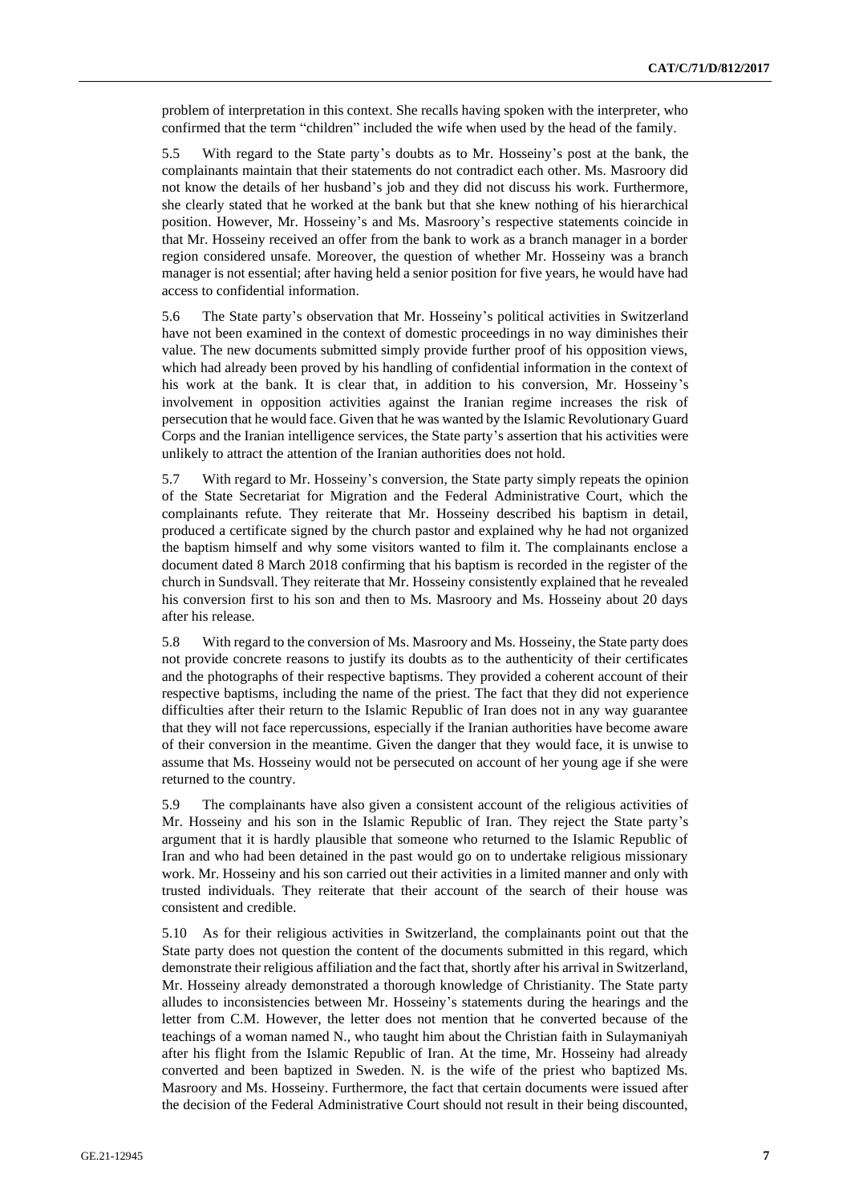problem of interpretation in this context. She recalls having spoken with the interpreter, who confirmed that the term "children" included the wife when used by the head of the family.

5.5 With regard to the State party's doubts as to Mr. Hosseiny's post at the bank, the complainants maintain that their statements do not contradict each other. Ms. Masroory did not know the details of her husband's job and they did not discuss his work. Furthermore, she clearly stated that he worked at the bank but that she knew nothing of his hierarchical position. However, Mr. Hosseiny's and Ms. Masroory's respective statements coincide in that Mr. Hosseiny received an offer from the bank to work as a branch manager in a border region considered unsafe. Moreover, the question of whether Mr. Hosseiny was a branch manager is not essential; after having held a senior position for five years, he would have had access to confidential information.

5.6 The State party's observation that Mr. Hosseiny's political activities in Switzerland have not been examined in the context of domestic proceedings in no way diminishes their value. The new documents submitted simply provide further proof of his opposition views, which had already been proved by his handling of confidential information in the context of his work at the bank. It is clear that, in addition to his conversion, Mr. Hosseiny's involvement in opposition activities against the Iranian regime increases the risk of persecution that he would face. Given that he was wanted by the Islamic Revolutionary Guard Corps and the Iranian intelligence services, the State party's assertion that his activities were unlikely to attract the attention of the Iranian authorities does not hold.

5.7 With regard to Mr. Hosseiny's conversion, the State party simply repeats the opinion of the State Secretariat for Migration and the Federal Administrative Court, which the complainants refute. They reiterate that Mr. Hosseiny described his baptism in detail, produced a certificate signed by the church pastor and explained why he had not organized the baptism himself and why some visitors wanted to film it. The complainants enclose a document dated 8 March 2018 confirming that his baptism is recorded in the register of the church in Sundsvall. They reiterate that Mr. Hosseiny consistently explained that he revealed his conversion first to his son and then to Ms. Masroory and Ms. Hosseiny about 20 days after his release.

5.8 With regard to the conversion of Ms. Masroory and Ms. Hosseiny, the State party does not provide concrete reasons to justify its doubts as to the authenticity of their certificates and the photographs of their respective baptisms. They provided a coherent account of their respective baptisms, including the name of the priest. The fact that they did not experience difficulties after their return to the Islamic Republic of Iran does not in any way guarantee that they will not face repercussions, especially if the Iranian authorities have become aware of their conversion in the meantime. Given the danger that they would face, it is unwise to assume that Ms. Hosseiny would not be persecuted on account of her young age if she were returned to the country.

5.9 The complainants have also given a consistent account of the religious activities of Mr. Hosseiny and his son in the Islamic Republic of Iran. They reject the State party's argument that it is hardly plausible that someone who returned to the Islamic Republic of Iran and who had been detained in the past would go on to undertake religious missionary work. Mr. Hosseiny and his son carried out their activities in a limited manner and only with trusted individuals. They reiterate that their account of the search of their house was consistent and credible.

5.10 As for their religious activities in Switzerland, the complainants point out that the State party does not question the content of the documents submitted in this regard, which demonstrate their religious affiliation and the fact that, shortly after his arrival in Switzerland, Mr. Hosseiny already demonstrated a thorough knowledge of Christianity. The State party alludes to inconsistencies between Mr. Hosseiny's statements during the hearings and the letter from C.M. However, the letter does not mention that he converted because of the teachings of a woman named N., who taught him about the Christian faith in Sulaymaniyah after his flight from the Islamic Republic of Iran. At the time, Mr. Hosseiny had already converted and been baptized in Sweden. N. is the wife of the priest who baptized Ms. Masroory and Ms. Hosseiny. Furthermore, the fact that certain documents were issued after the decision of the Federal Administrative Court should not result in their being discounted,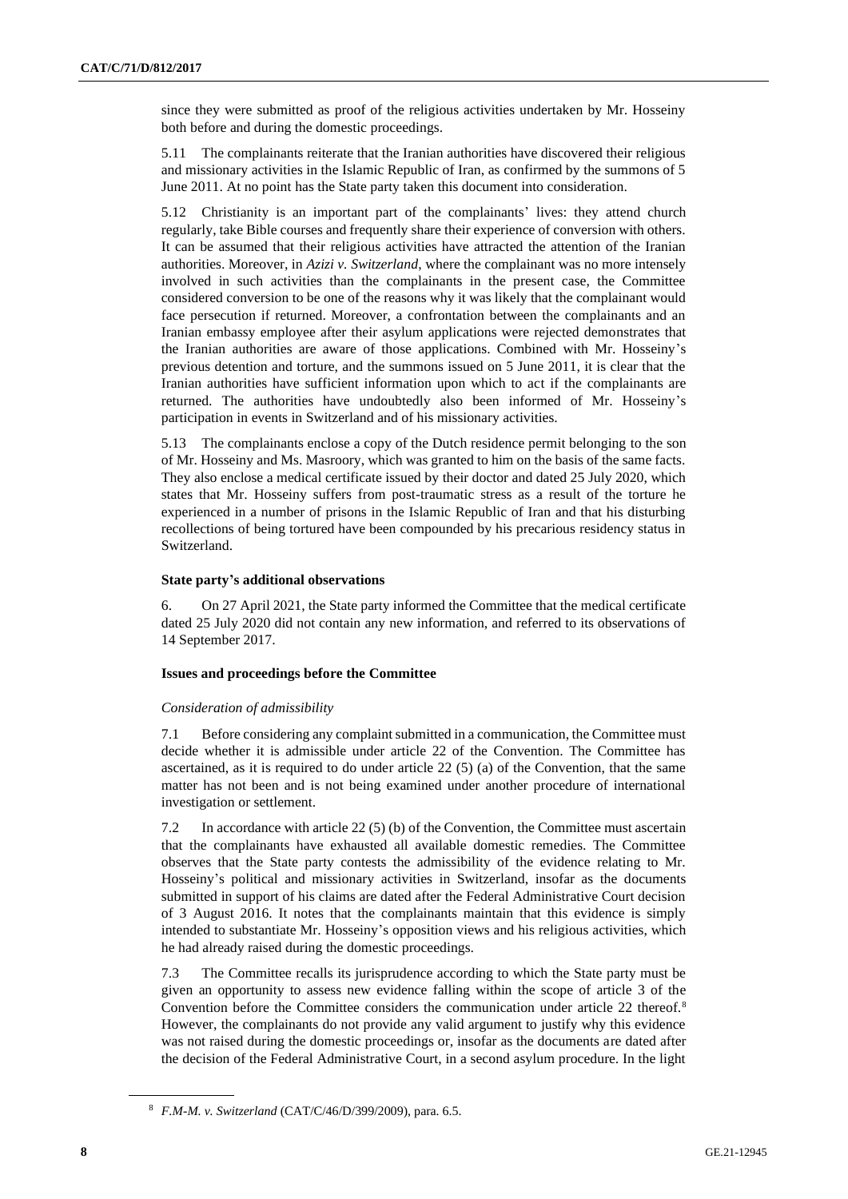since they were submitted as proof of the religious activities undertaken by Mr. Hosseiny both before and during the domestic proceedings.

5.11 The complainants reiterate that the Iranian authorities have discovered their religious and missionary activities in the Islamic Republic of Iran, as confirmed by the summons of 5 June 2011. At no point has the State party taken this document into consideration.

5.12 Christianity is an important part of the complainants' lives: they attend church regularly, take Bible courses and frequently share their experience of conversion with others. It can be assumed that their religious activities have attracted the attention of the Iranian authorities. Moreover, in *Azizi v. Switzerland*, where the complainant was no more intensely involved in such activities than the complainants in the present case, the Committee considered conversion to be one of the reasons why it was likely that the complainant would face persecution if returned. Moreover, a confrontation between the complainants and an Iranian embassy employee after their asylum applications were rejected demonstrates that the Iranian authorities are aware of those applications. Combined with Mr. Hosseiny's previous detention and torture, and the summons issued on 5 June 2011, it is clear that the Iranian authorities have sufficient information upon which to act if the complainants are returned. The authorities have undoubtedly also been informed of Mr. Hosseiny's participation in events in Switzerland and of his missionary activities.

5.13 The complainants enclose a copy of the Dutch residence permit belonging to the son of Mr. Hosseiny and Ms. Masroory, which was granted to him on the basis of the same facts. They also enclose a medical certificate issued by their doctor and dated 25 July 2020, which states that Mr. Hosseiny suffers from post-traumatic stress as a result of the torture he experienced in a number of prisons in the Islamic Republic of Iran and that his disturbing recollections of being tortured have been compounded by his precarious residency status in Switzerland.

### State party's additional observations

6. On 27 April 2021, the State party informed the Committee that the medical certificate dated 25 July 2020 did not contain any new information, and referred to its observations of 14 September 2017.

### Issues and proceedings before the Committee

#### *Consideration of admissibility*

7.1 Before considering any complaint submitted in a communication, the Committee must decide whether it is admissible under article 22 of the Convention. The Committee has ascertained, as it is required to do under article 22 (5) (a) of the Convention, that the same matter has not been and is not being examined under another procedure of international investigation or settlement.

7.2 In accordance with article 22 (5) (b) of the Convention, the Committee must ascertain that the complainants have exhausted all available domestic remedies. The Committee observes that the State party contests the admissibility of the evidence relating to Mr. Hosseiny's political and missionary activities in Switzerland, insofar as the documents submitted in support of his claims are dated after the Federal Administrative Court decision of 3 August 2016. It notes that the complainants maintain that this evidence is simply intended to substantiate Mr. Hosseiny's opposition views and his religious activities, which he had already raised during the domestic proceedings.

7.3 The Committee recalls its jurisprudence according to which the State party must be given an opportunity to assess new evidence falling within the scope of article 3 of the Convention before the Committee considers the communication under article 22 thereof.[8] However, the complainants do not provide any valid argument to justify why this evidence was not raised during the domestic proceedings or, insofar as the documents are dated after the decision of the Federal Administrative Court, in a second asylum procedure. In the light

[8] *F.M-M. v. Switzerland* (CAT/C/46/D/399/2009), para. 6.5.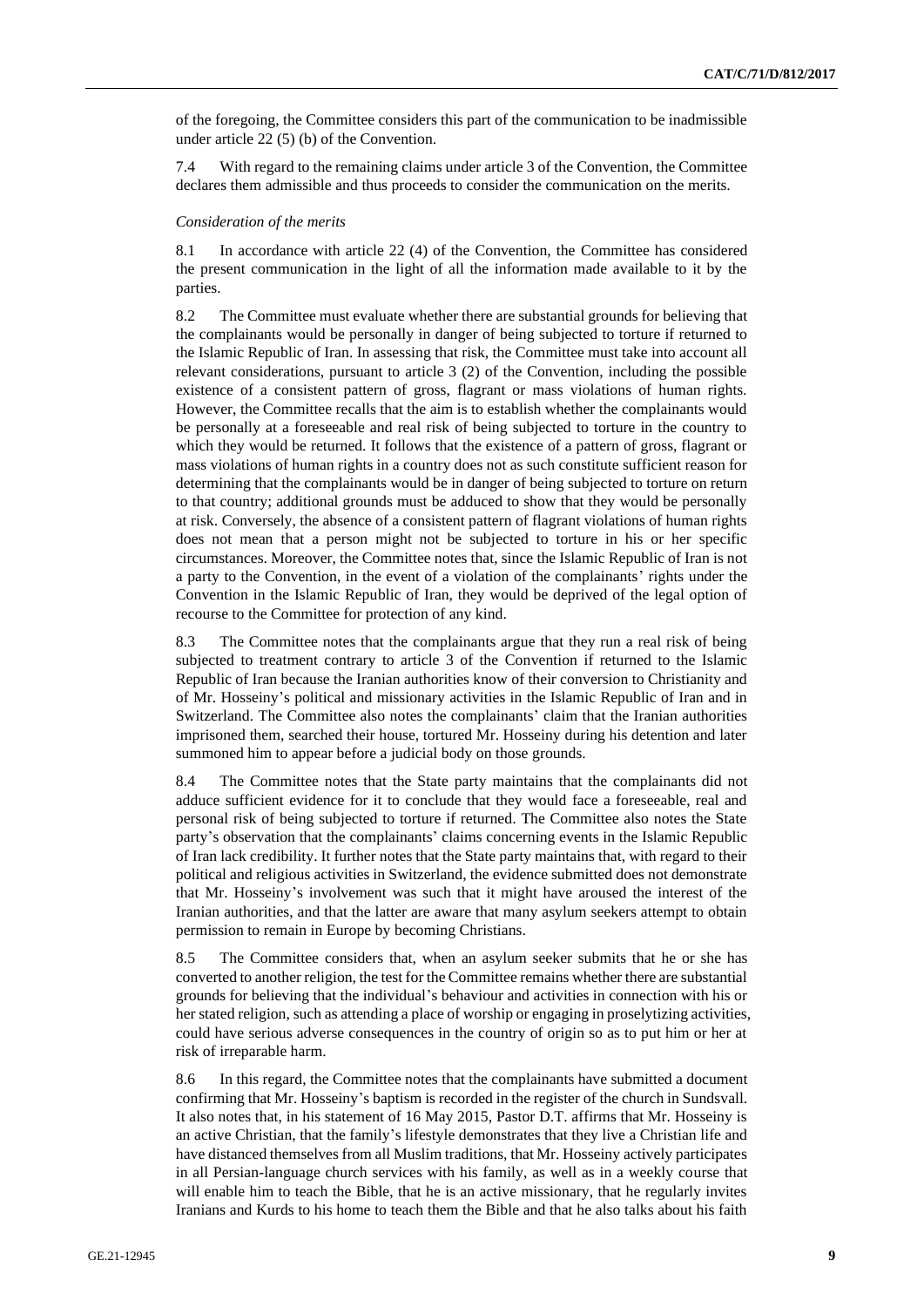of the foregoing, the Committee considers this part of the communication to be inadmissible under article 22 (5) (b) of the Convention.

7.4 With regard to the remaining claims under article 3 of the Convention, the Committee declares them admissible and thus proceeds to consider the communication on the merits.

*Consideration of the merits*

8.1 In accordance with article 22 (4) of the Convention, the Committee has considered the present communication in the light of all the information made available to it by the parties.

8.2 The Committee must evaluate whether there are substantial grounds for believing that the complainants would be personally in danger of being subjected to torture if returned to the Islamic Republic of Iran. In assessing that risk, the Committee must take into account all relevant considerations, pursuant to article 3 (2) of the Convention, including the possible existence of a consistent pattern of gross, flagrant or mass violations of human rights. However, the Committee recalls that the aim is to establish whether the complainants would be personally at a foreseeable and real risk of being subjected to torture in the country to which they would be returned. It follows that the existence of a pattern of gross, flagrant or mass violations of human rights in a country does not as such constitute sufficient reason for determining that the complainants would be in danger of being subjected to torture on return to that country; additional grounds must be adduced to show that they would be personally at risk. Conversely, the absence of a consistent pattern of flagrant violations of human rights does not mean that a person might not be subjected to torture in his or her specific circumstances. Moreover, the Committee notes that, since the Islamic Republic of Iran is not a party to the Convention, in the event of a violation of the complainants' rights under the Convention in the Islamic Republic of Iran, they would be deprived of the legal option of recourse to the Committee for protection of any kind.

8.3 The Committee notes that the complainants argue that they run a real risk of being subjected to treatment contrary to article 3 of the Convention if returned to the Islamic Republic of Iran because the Iranian authorities know of their conversion to Christianity and of Mr. Hosseiny's political and missionary activities in the Islamic Republic of Iran and in Switzerland. The Committee also notes the complainants' claim that the Iranian authorities imprisoned them, searched their house, tortured Mr. Hosseiny during his detention and later summoned him to appear before a judicial body on those grounds.

8.4 The Committee notes that the State party maintains that the complainants did not adduce sufficient evidence for it to conclude that they would face a foreseeable, real and personal risk of being subjected to torture if returned. The Committee also notes the State party's observation that the complainants' claims concerning events in the Islamic Republic of Iran lack credibility. It further notes that the State party maintains that, with regard to their political and religious activities in Switzerland, the evidence submitted does not demonstrate that Mr. Hosseiny's involvement was such that it might have aroused the interest of the Iranian authorities, and that the latter are aware that many asylum seekers attempt to obtain permission to remain in Europe by becoming Christians.

8.5 The Committee considers that, when an asylum seeker submits that he or she has converted to another religion, the test for the Committee remains whether there are substantial grounds for believing that the individual's behaviour and activities in connection with his or her stated religion, such as attending a place of worship or engaging in proselytizing activities, could have serious adverse consequences in the country of origin so as to put him or her at risk of irreparable harm.

8.6 In this regard, the Committee notes that the complainants have submitted a document confirming that Mr. Hosseiny's baptism is recorded in the register of the church in Sundsvall. It also notes that, in his statement of 16 May 2015, Pastor D.T. affirms that Mr. Hosseiny is an active Christian, that the family's lifestyle demonstrates that they live a Christian life and have distanced themselves from all Muslim traditions, that Mr. Hosseiny actively participates in all Persian-language church services with his family, as well as in a weekly course that will enable him to teach the Bible, that he is an active missionary, that he regularly invites Iranians and Kurds to his home to teach them the Bible and that he also talks about his faith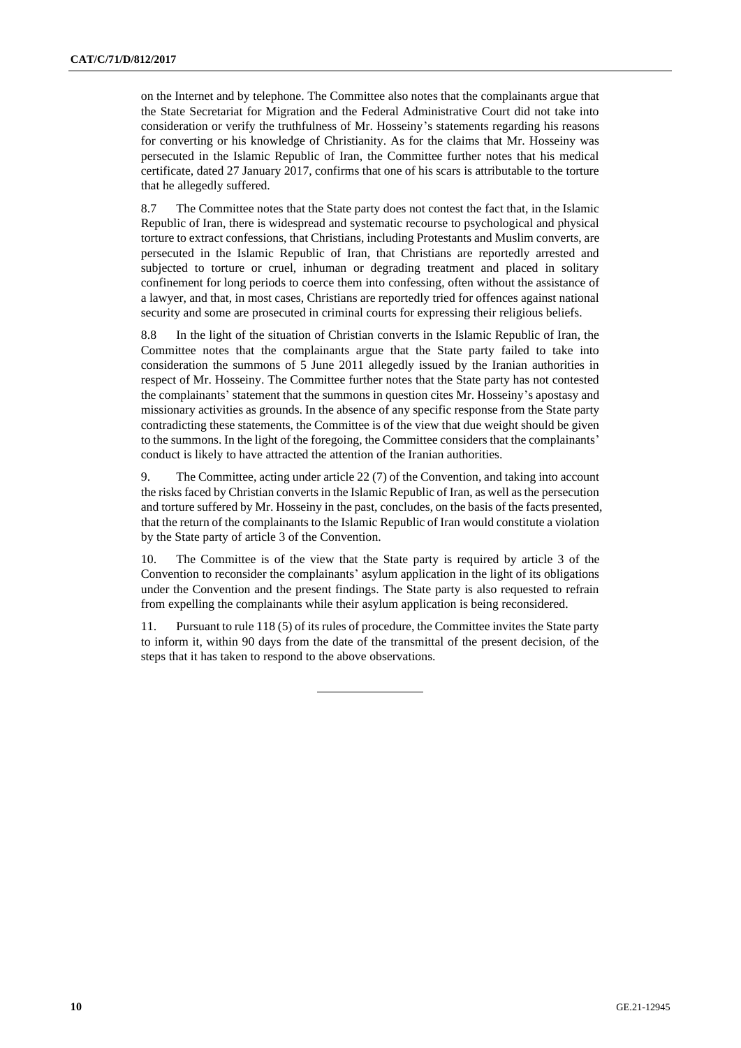on the Internet and by telephone. The Committee also notes that the complainants argue that the State Secretariat for Migration and the Federal Administrative Court did not take into consideration or verify the truthfulness of Mr. Hosseiny's statements regarding his reasons for converting or his knowledge of Christianity. As for the claims that Mr. Hosseiny was persecuted in the Islamic Republic of Iran, the Committee further notes that his medical certificate, dated 27 January 2017, confirms that one of his scars is attributable to the torture that he allegedly suffered.

8.7 The Committee notes that the State party does not contest the fact that, in the Islamic Republic of Iran, there is widespread and systematic recourse to psychological and physical torture to extract confessions, that Christians, including Protestants and Muslim converts, are persecuted in the Islamic Republic of Iran, that Christians are reportedly arrested and subjected to torture or cruel, inhuman or degrading treatment and placed in solitary confinement for long periods to coerce them into confessing, often without the assistance of a lawyer, and that, in most cases, Christians are reportedly tried for offences against national security and some are prosecuted in criminal courts for expressing their religious beliefs.

8.8 In the light of the situation of Christian converts in the Islamic Republic of Iran, the Committee notes that the complainants argue that the State party failed to take into consideration the summons of 5 June 2011 allegedly issued by the Iranian authorities in respect of Mr. Hosseiny. The Committee further notes that the State party has not contested the complainants' statement that the summons in question cites Mr. Hosseiny's apostasy and missionary activities as grounds. In the absence of any specific response from the State party contradicting these statements, the Committee is of the view that due weight should be given to the summons. In the light of the foregoing, the Committee considers that the complainants' conduct is likely to have attracted the attention of the Iranian authorities.

9. The Committee, acting under article 22 (7) of the Convention, and taking into account the risks faced by Christian converts in the Islamic Republic of Iran, as well as the persecution and torture suffered by Mr. Hosseiny in the past, concludes, on the basis of the facts presented, that the return of the complainants to the Islamic Republic of Iran would constitute a violation by the State party of article 3 of the Convention.

10. The Committee is of the view that the State party is required by article 3 of the Convention to reconsider the complainants' asylum application in the light of its obligations under the Convention and the present findings. The State party is also requested to refrain from expelling the complainants while their asylum application is being reconsidered.

11. Pursuant to rule 118 (5) of its rules of procedure, the Committee invites the State party to inform it, within 90 days from the date of the transmittal of the present decision, of the steps that it has taken to respond to the above observations.